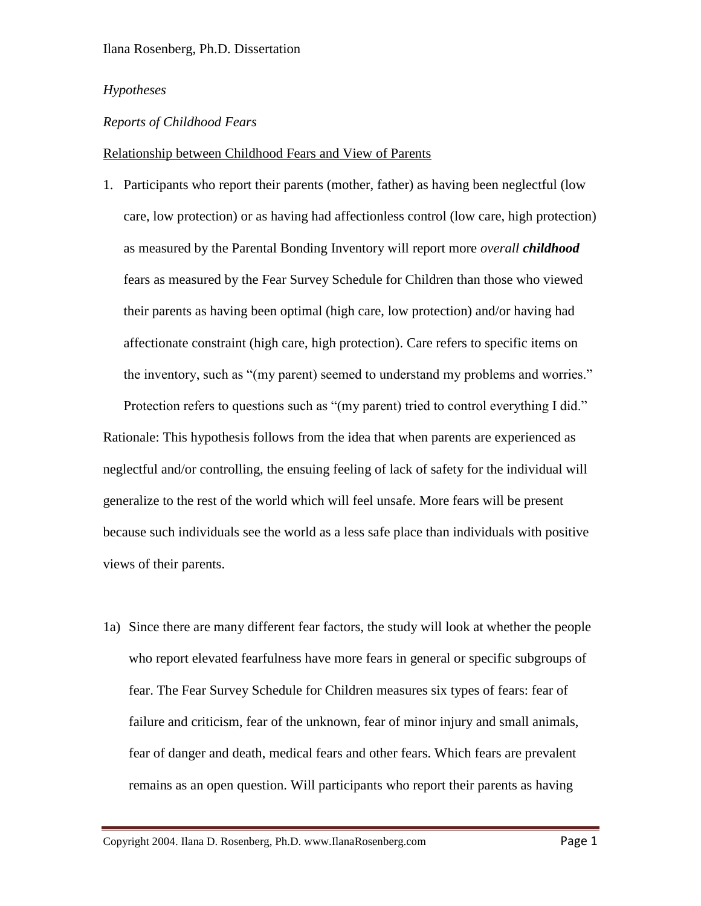*Hypotheses*

*Reports of Childhood Fears*

Relationship between Childhood Fears and View of Parents

1. Participants who report their parents (mother, father) as having been neglectful (low care, low protection) or as having had affectionless control (low care, high protection) as measured by the Parental Bonding Inventory will report more *overall* ***childhood*** fears as measured by the Fear Survey Schedule for Children than those who viewed their parents as having been optimal (high care, low protection) and/or having had affectionate constraint (high care, high protection). Care refers to specific items on the inventory, such as "(my parent) seemed to understand my problems and worries." Protection refers to questions such as "(my parent) tried to control everything I did."

Rationale: This hypothesis follows from the idea that when parents are experienced as neglectful and/or controlling, the ensuing feeling of lack of safety for the individual will generalize to the rest of the world which will feel unsafe. More fears will be present because such individuals see the world as a less safe place than individuals with positive views of their parents.

1a) Since there are many different fear factors, the study will look at whether the people who report elevated fearfulness have more fears in general or specific subgroups of fear. The Fear Survey Schedule for Children measures six types of fears: fear of failure and criticism, fear of the unknown, fear of minor injury and small animals, fear of danger and death, medical fears and other fears. Which fears are prevalent remains as an open question. Will participants who report their parents as having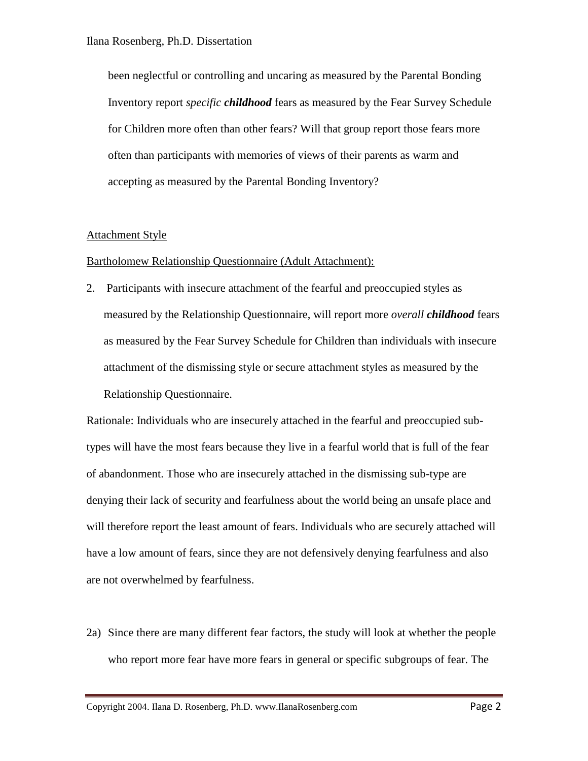been neglectful or controlling and uncaring as measured by the Parental Bonding Inventory report *specific **childhood*** fears as measured by the Fear Survey Schedule for Children more often than other fears? Will that group report those fears more often than participants with memories of views of their parents as warm and accepting as measured by the Parental Bonding Inventory?

<u>Attachment Style</u>

<u>Bartholomew Relationship Questionnaire (Adult Attachment):</u>

2. Participants with insecure attachment of the fearful and preoccupied styles as measured by the Relationship Questionnaire, will report more *overall **childhood*** fears as measured by the Fear Survey Schedule for Children than individuals with insecure attachment of the dismissing style or secure attachment styles as measured by the Relationship Questionnaire.

Rationale: Individuals who are insecurely attached in the fearful and preoccupied sub-types will have the most fears because they live in a fearful world that is full of the fear of abandonment. Those who are insecurely attached in the dismissing sub-type are denying their lack of security and fearfulness about the world being an unsafe place and will therefore report the least amount of fears. Individuals who are securely attached will have a low amount of fears, since they are not defensively denying fearfulness and also are not overwhelmed by fearfulness.

2a) Since there are many different fear factors, the study will look at whether the people who report more fear have more fears in general or specific subgroups of fear. The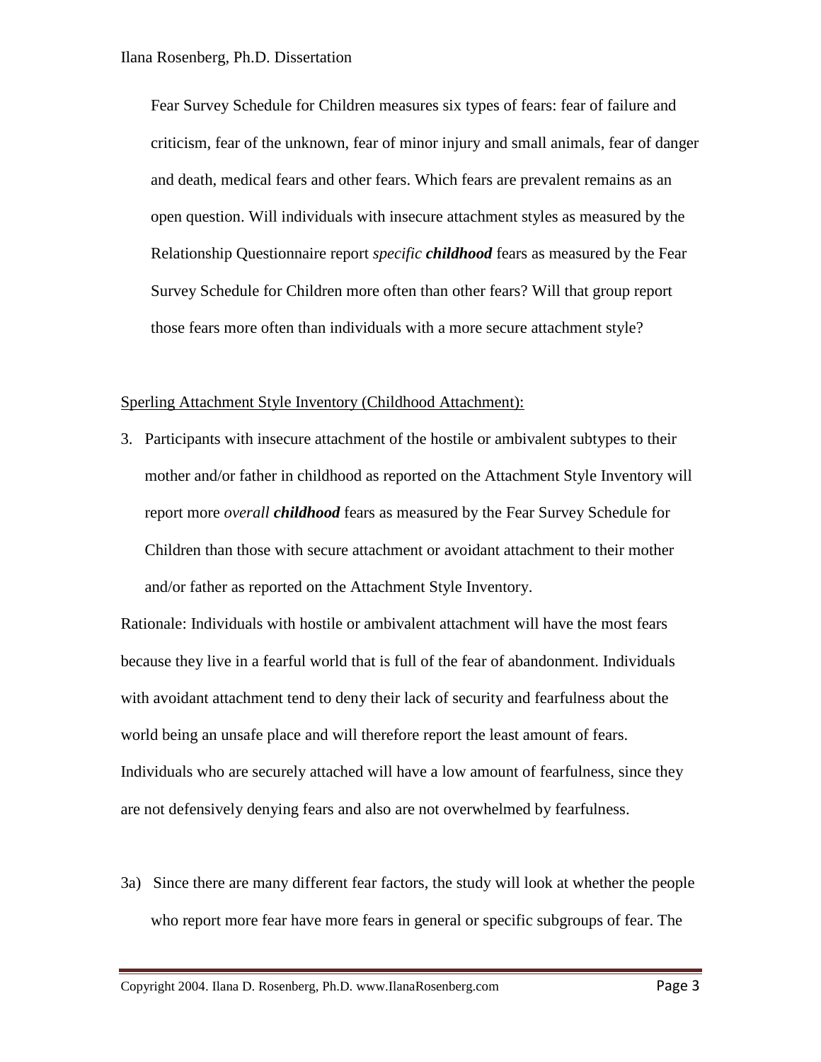Fear Survey Schedule for Children measures six types of fears: fear of failure and criticism, fear of the unknown, fear of minor injury and small animals, fear of danger and death, medical fears and other fears. Which fears are prevalent remains as an open question. Will individuals with insecure attachment styles as measured by the Relationship Questionnaire report *specific* ***childhood*** fears as measured by the Fear Survey Schedule for Children more often than other fears? Will that group report those fears more often than individuals with a more secure attachment style?

<u>Sperling Attachment Style Inventory (Childhood Attachment):</u>

3. Participants with insecure attachment of the hostile or ambivalent subtypes to their mother and/or father in childhood as reported on the Attachment Style Inventory will report more *overall* ***childhood*** fears as measured by the Fear Survey Schedule for Children than those with secure attachment or avoidant attachment to their mother and/or father as reported on the Attachment Style Inventory.

Rationale: Individuals with hostile or ambivalent attachment will have the most fears because they live in a fearful world that is full of the fear of abandonment. Individuals with avoidant attachment tend to deny their lack of security and fearfulness about the world being an unsafe place and will therefore report the least amount of fears. Individuals who are securely attached will have a low amount of fearfulness, since they are not defensively denying fears and also are not overwhelmed by fearfulness.

3a) Since there are many different fear factors, the study will look at whether the people who report more fear have more fears in general or specific subgroups of fear. The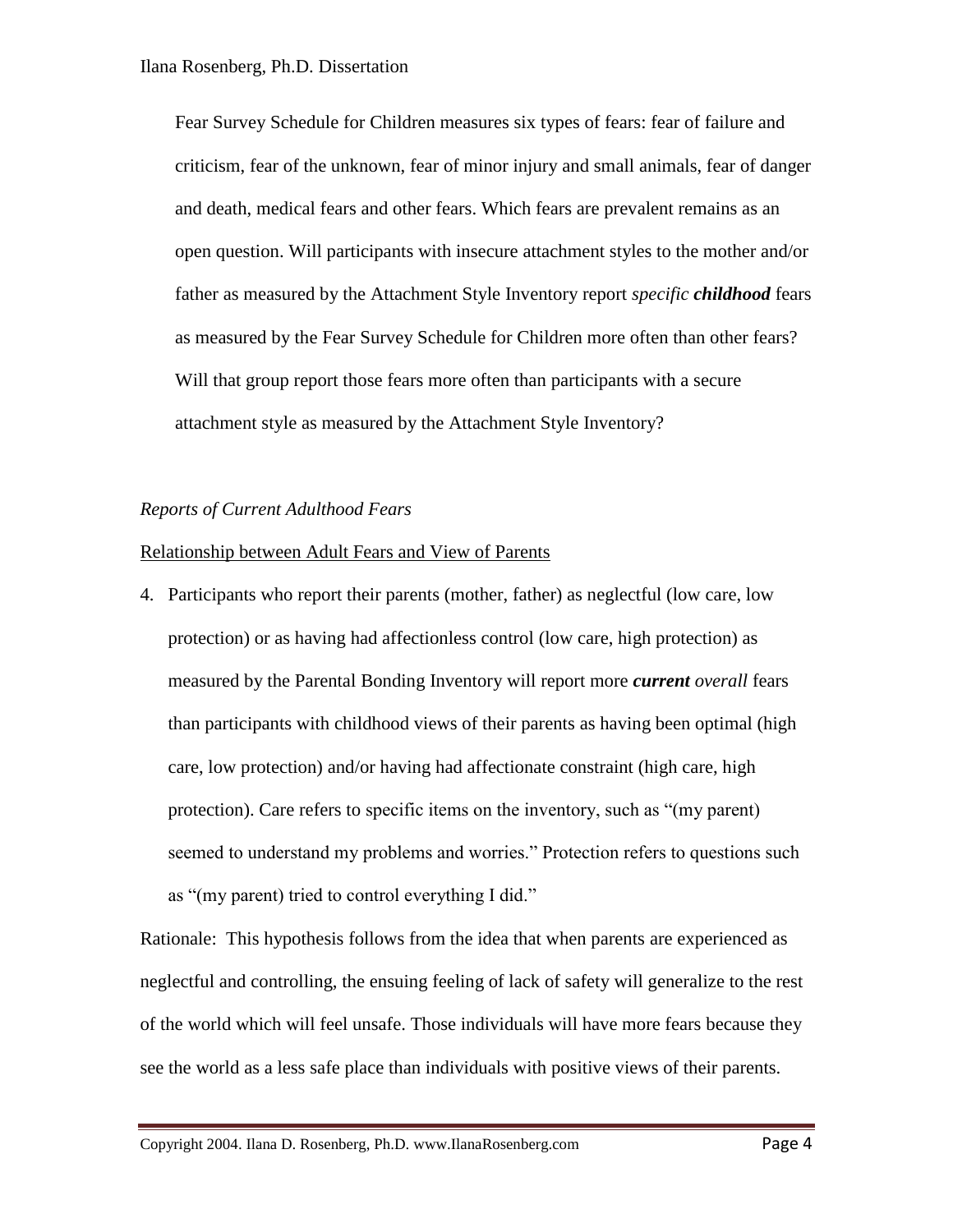Fear Survey Schedule for Children measures six types of fears: fear of failure and criticism, fear of the unknown, fear of minor injury and small animals, fear of danger and death, medical fears and other fears. Which fears are prevalent remains as an open question. Will participants with insecure attachment styles to the mother and/or father as measured by the Attachment Style Inventory report *specific **childhood*** fears as measured by the Fear Survey Schedule for Children more often than other fears? Will that group report those fears more often than participants with a secure attachment style as measured by the Attachment Style Inventory?

*Reports of Current Adulthood Fears*

<u>Relationship between Adult Fears and View of Parents</u>

4. Participants who report their parents (mother, father) as neglectful (low care, low protection) or as having had affectionless control (low care, high protection) as measured by the Parental Bonding Inventory will report more ***current*** *overall* fears than participants with childhood views of their parents as having been optimal (high care, low protection) and/or having had affectionate constraint (high care, high protection). Care refers to specific items on the inventory, such as "(my parent) seemed to understand my problems and worries." Protection refers to questions such as "(my parent) tried to control everything I did."

Rationale: This hypothesis follows from the idea that when parents are experienced as neglectful and controlling, the ensuing feeling of lack of safety will generalize to the rest of the world which will feel unsafe. Those individuals will have more fears because they see the world as a less safe place than individuals with positive views of their parents.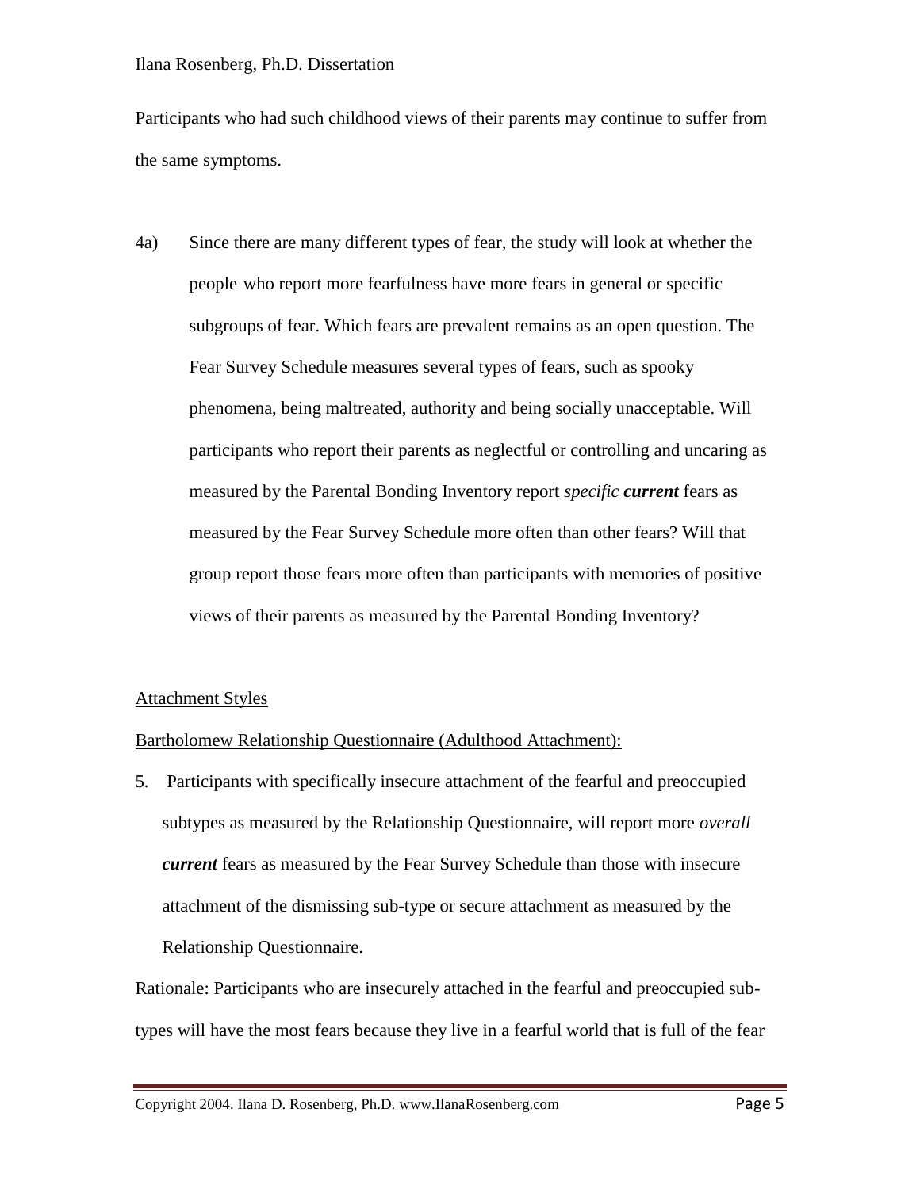Participants who had such childhood views of their parents may continue to suffer from the same symptoms.

4a) Since there are many different types of fear, the study will look at whether the people who report more fearfulness have more fears in general or specific subgroups of fear. Which fears are prevalent remains as an open question. The Fear Survey Schedule measures several types of fears, such as spooky phenomena, being maltreated, authority and being socially unacceptable. Will participants who report their parents as neglectful or controlling and uncaring as measured by the Parental Bonding Inventory report *specific* ***current*** fears as measured by the Fear Survey Schedule more often than other fears? Will that group report those fears more often than participants with memories of positive views of their parents as measured by the Parental Bonding Inventory?

<u>Attachment Styles</u>

<u>Bartholomew Relationship Questionnaire (Adulthood Attachment):</u>

5. Participants with specifically insecure attachment of the fearful and preoccupied subtypes as measured by the Relationship Questionnaire, will report more *overall* ***current*** fears as measured by the Fear Survey Schedule than those with insecure attachment of the dismissing sub-type or secure attachment as measured by the Relationship Questionnaire.

Rationale: Participants who are insecurely attached in the fearful and preoccupied sub-types will have the most fears because they live in a fearful world that is full of the fear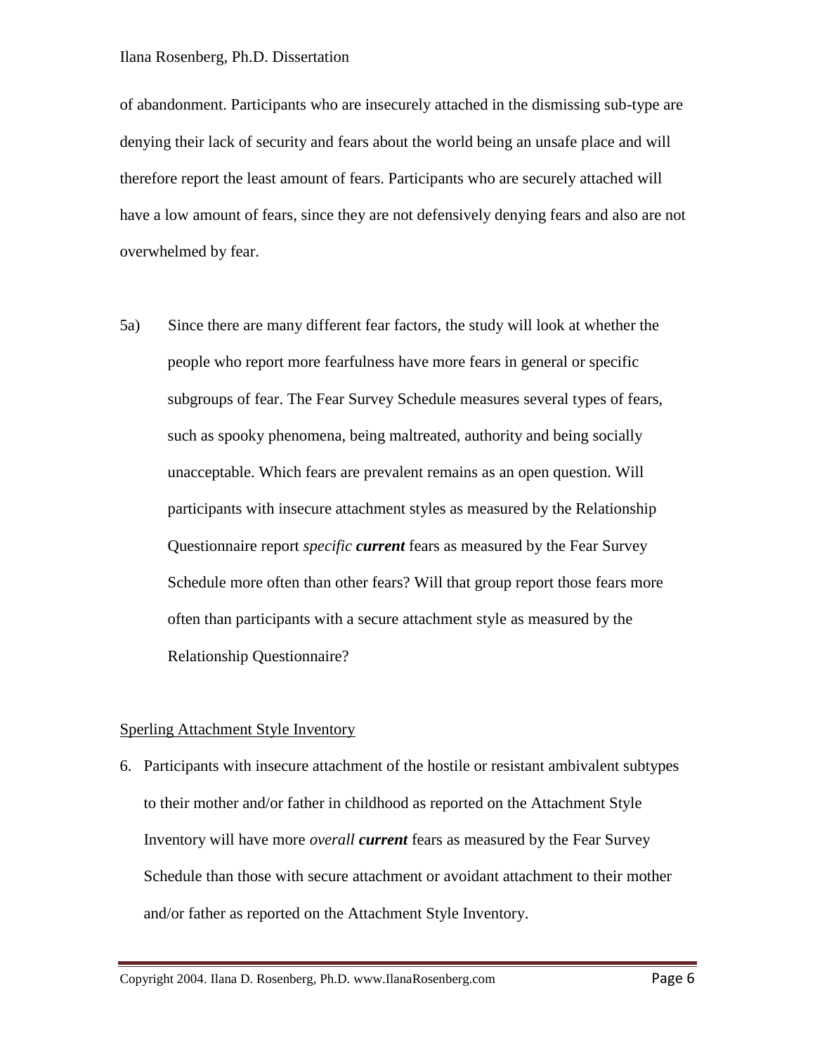of abandonment. Participants who are insecurely attached in the dismissing sub-type are denying their lack of security and fears about the world being an unsafe place and will therefore report the least amount of fears. Participants who are securely attached will have a low amount of fears, since they are not defensively denying fears and also are not overwhelmed by fear.

5a) Since there are many different fear factors, the study will look at whether the people who report more fearfulness have more fears in general or specific subgroups of fear. The Fear Survey Schedule measures several types of fears, such as spooky phenomena, being maltreated, authority and being socially unacceptable. Which fears are prevalent remains as an open question. Will participants with insecure attachment styles as measured by the Relationship Questionnaire report *specific* ***current*** fears as measured by the Fear Survey Schedule more often than other fears? Will that group report those fears more often than participants with a secure attachment style as measured by the Relationship Questionnaire?

<u>Sperling Attachment Style Inventory</u>

6. Participants with insecure attachment of the hostile or resistant ambivalent subtypes to their mother and/or father in childhood as reported on the Attachment Style Inventory will have more *overall* ***current*** fears as measured by the Fear Survey Schedule than those with secure attachment or avoidant attachment to their mother and/or father as reported on the Attachment Style Inventory.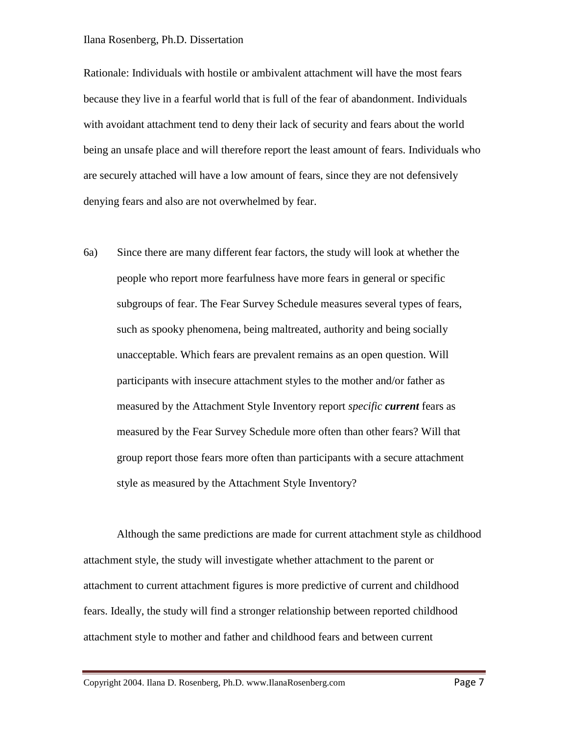Rationale: Individuals with hostile or ambivalent attachment will have the most fears because they live in a fearful world that is full of the fear of abandonment. Individuals with avoidant attachment tend to deny their lack of security and fears about the world being an unsafe place and will therefore report the least amount of fears. Individuals who are securely attached will have a low amount of fears, since they are not defensively denying fears and also are not overwhelmed by fear.

6a) Since there are many different fear factors, the study will look at whether the people who report more fearfulness have more fears in general or specific subgroups of fear. The Fear Survey Schedule measures several types of fears, such as spooky phenomena, being maltreated, authority and being socially unacceptable. Which fears are prevalent remains as an open question. Will participants with insecure attachment styles to the mother and/or father as measured by the Attachment Style Inventory report *specific* ***current*** fears as measured by the Fear Survey Schedule more often than other fears? Will that group report those fears more often than participants with a secure attachment style as measured by the Attachment Style Inventory?

Although the same predictions are made for current attachment style as childhood attachment style, the study will investigate whether attachment to the parent or attachment to current attachment figures is more predictive of current and childhood fears. Ideally, the study will find a stronger relationship between reported childhood attachment style to mother and father and childhood fears and between current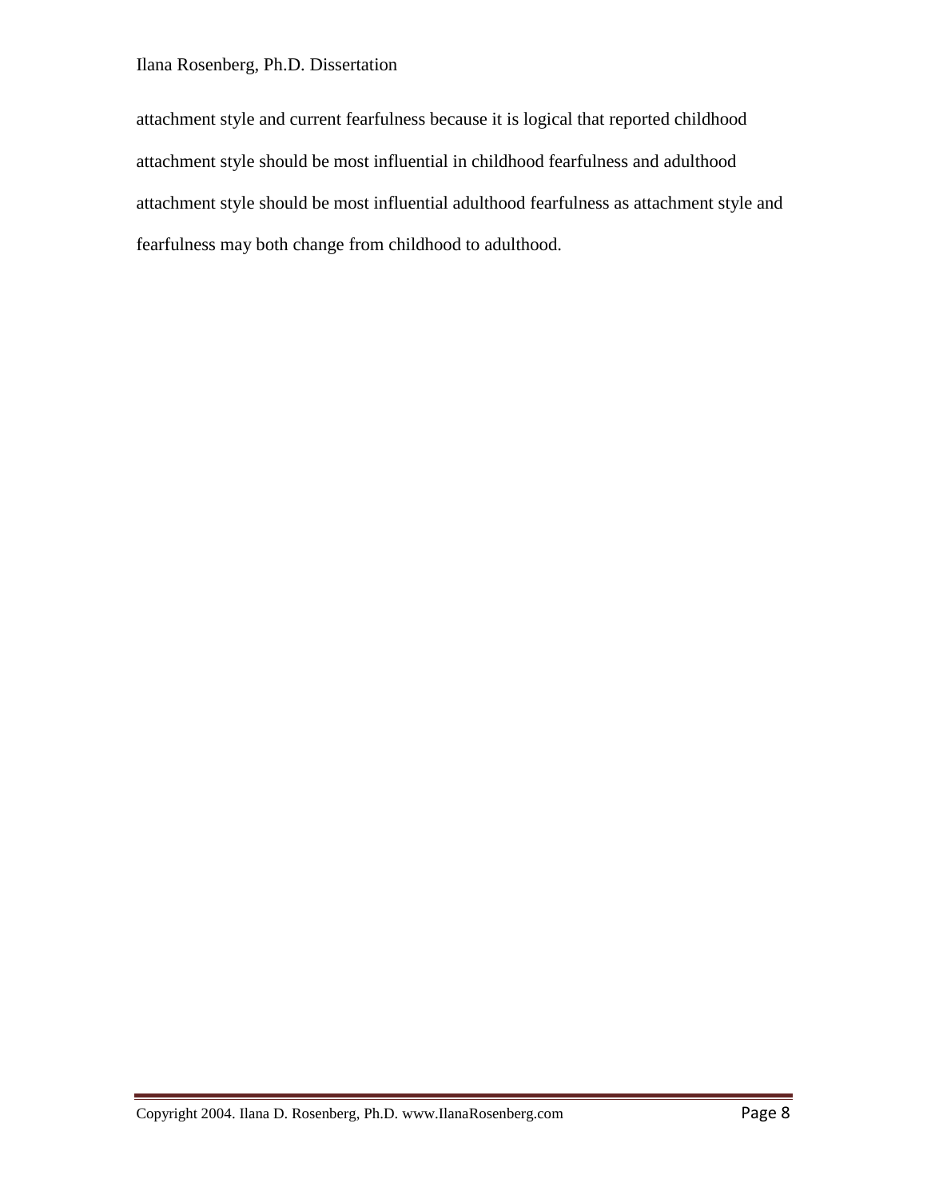attachment style and current fearfulness because it is logical that reported childhood attachment style should be most influential in childhood fearfulness and adulthood attachment style should be most influential adulthood fearfulness as attachment style and fearfulness may both change from childhood to adulthood.